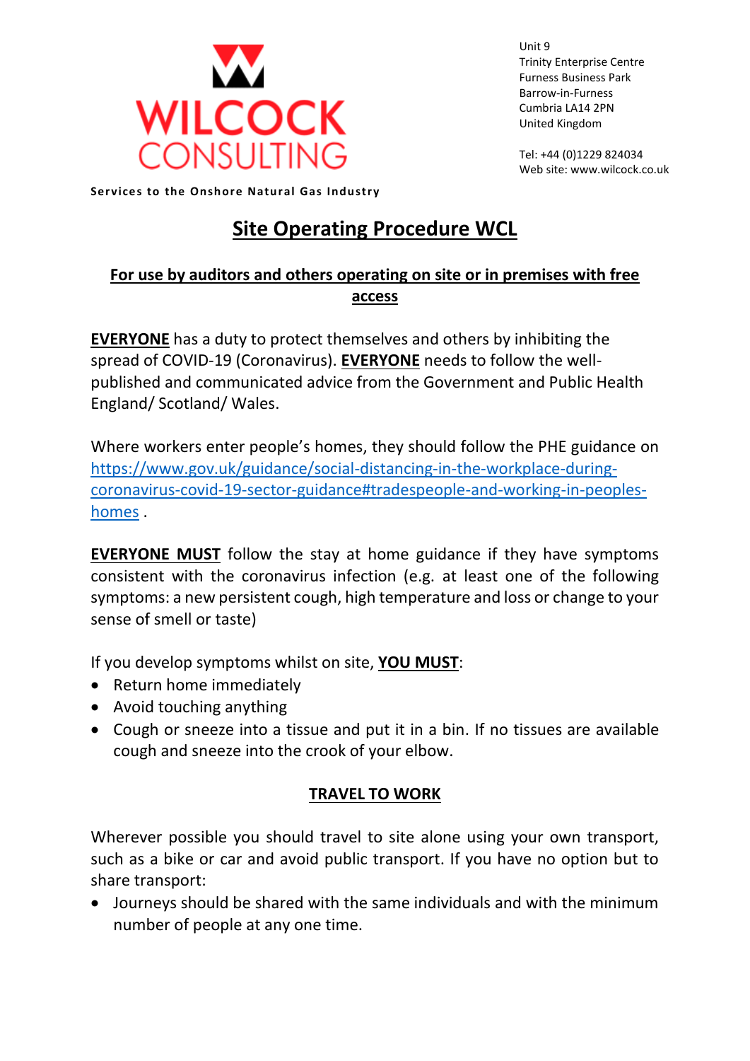WILCOCK CONSULTING

Services to the Onshore Natural Gas Industry

Unit 9
Trinity Enterprise Centre
Furness Business Park
Barrow-in-Furness
Cumbria LA14 2PN
United Kingdom

Tel: +44 (0)1229 824034
Web site: www.wilcock.co.uk

# Site Operating Procedure WCL

## For use by auditors and others operating on site or in premises with free access

**EVERYONE** has a duty to protect themselves and others by inhibiting the spread of COVID-19 (Coronavirus). **EVERYONE** needs to follow the well-published and communicated advice from the Government and Public Health England/ Scotland/ Wales.

Where workers enter people's homes, they should follow the PHE guidance on https://www.gov.uk/guidance/social-distancing-in-the-workplace-during-coronavirus-covid-19-sector-guidance#tradespeople-and-working-in-peoples-homes .

**EVERYONE MUST** follow the stay at home guidance if they have symptoms consistent with the coronavirus infection (e.g. at least one of the following symptoms: a new persistent cough, high temperature and loss or change to your sense of smell or taste)

If you develop symptoms whilst on site, **YOU MUST**:

- Return home immediately
- Avoid touching anything
- Cough or sneeze into a tissue and put it in a bin. If no tissues are available cough and sneeze into the crook of your elbow.

## TRAVEL TO WORK

Wherever possible you should travel to site alone using your own transport, such as a bike or car and avoid public transport. If you have no option but to share transport:

- Journeys should be shared with the same individuals and with the minimum number of people at any one time.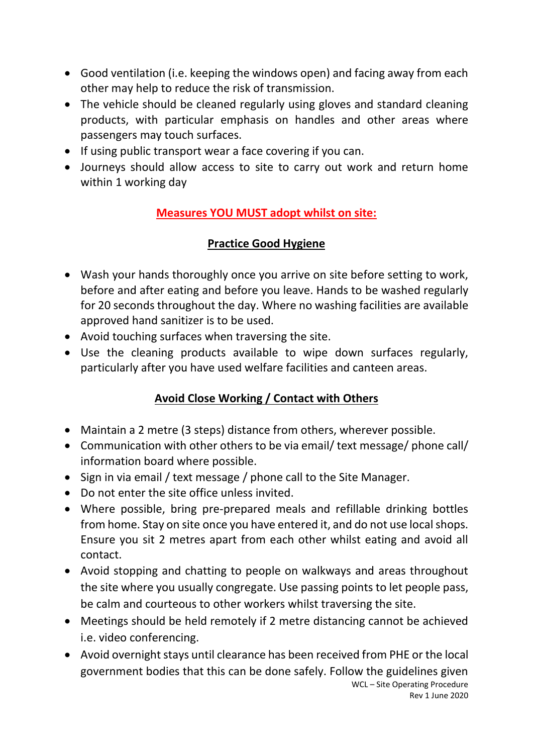- Good ventilation (i.e. keeping the windows open) and facing away from each other may help to reduce the risk of transmission.
- The vehicle should be cleaned regularly using gloves and standard cleaning products, with particular emphasis on handles and other areas where passengers may touch surfaces.
- If using public transport wear a face covering if you can.
- Journeys should allow access to site to carry out work and return home within 1 working day

## Measures YOU MUST adopt whilst on site:

### Practice Good Hygiene

- Wash your hands thoroughly once you arrive on site before setting to work, before and after eating and before you leave. Hands to be washed regularly for 20 seconds throughout the day. Where no washing facilities are available approved hand sanitizer is to be used.
- Avoid touching surfaces when traversing the site.
- Use the cleaning products available to wipe down surfaces regularly, particularly after you have used welfare facilities and canteen areas.

### Avoid Close Working / Contact with Others

- Maintain a 2 metre (3 steps) distance from others, wherever possible.
- Communication with other others to be via email/ text message/ phone call/ information board where possible.
- Sign in via email / text message / phone call to the Site Manager.
- Do not enter the site office unless invited.
- Where possible, bring pre-prepared meals and refillable drinking bottles from home. Stay on site once you have entered it, and do not use local shops. Ensure you sit 2 metres apart from each other whilst eating and avoid all contact.
- Avoid stopping and chatting to people on walkways and areas throughout the site where you usually congregate. Use passing points to let people pass, be calm and courteous to other workers whilst traversing the site.
- Meetings should be held remotely if 2 metre distancing cannot be achieved i.e. video conferencing.
- Avoid overnight stays until clearance has been received from PHE or the local government bodies that this can be done safely. Follow the guidelines given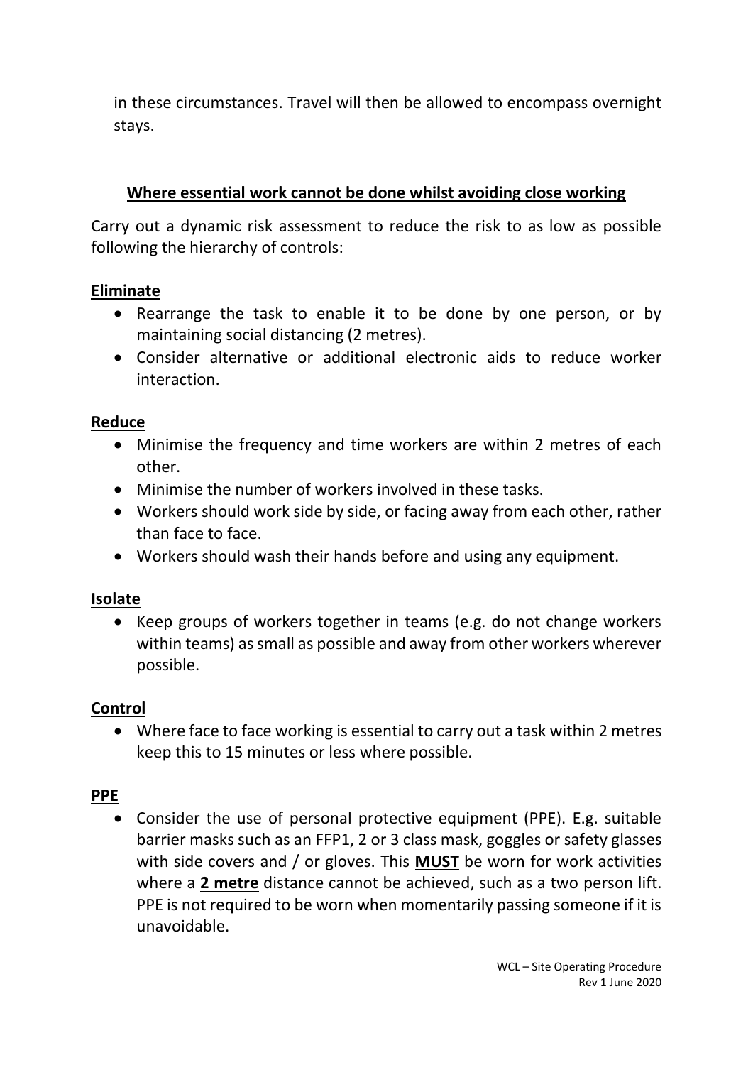in these circumstances. Travel will then be allowed to encompass overnight stays.

## Where essential work cannot be done whilst avoiding close working

Carry out a dynamic risk assessment to reduce the risk to as low as possible following the hierarchy of controls:

### Eliminate

- Rearrange the task to enable it to be done by one person, or by maintaining social distancing (2 metres).
- Consider alternative or additional electronic aids to reduce worker interaction.

### Reduce

- Minimise the frequency and time workers are within 2 metres of each other.
- Minimise the number of workers involved in these tasks.
- Workers should work side by side, or facing away from each other, rather than face to face.
- Workers should wash their hands before and using any equipment.

### Isolate

- Keep groups of workers together in teams (e.g. do not change workers within teams) as small as possible and away from other workers wherever possible.

### Control

- Where face to face working is essential to carry out a task within 2 metres keep this to 15 minutes or less where possible.

### PPE

- Consider the use of personal protective equipment (PPE). E.g. suitable barrier masks such as an FFP1, 2 or 3 class mask, goggles or safety glasses with side covers and / or gloves. This **MUST** be worn for work activities where a **2 metre** distance cannot be achieved, such as a two person lift. PPE is not required to be worn when momentarily passing someone if it is unavoidable.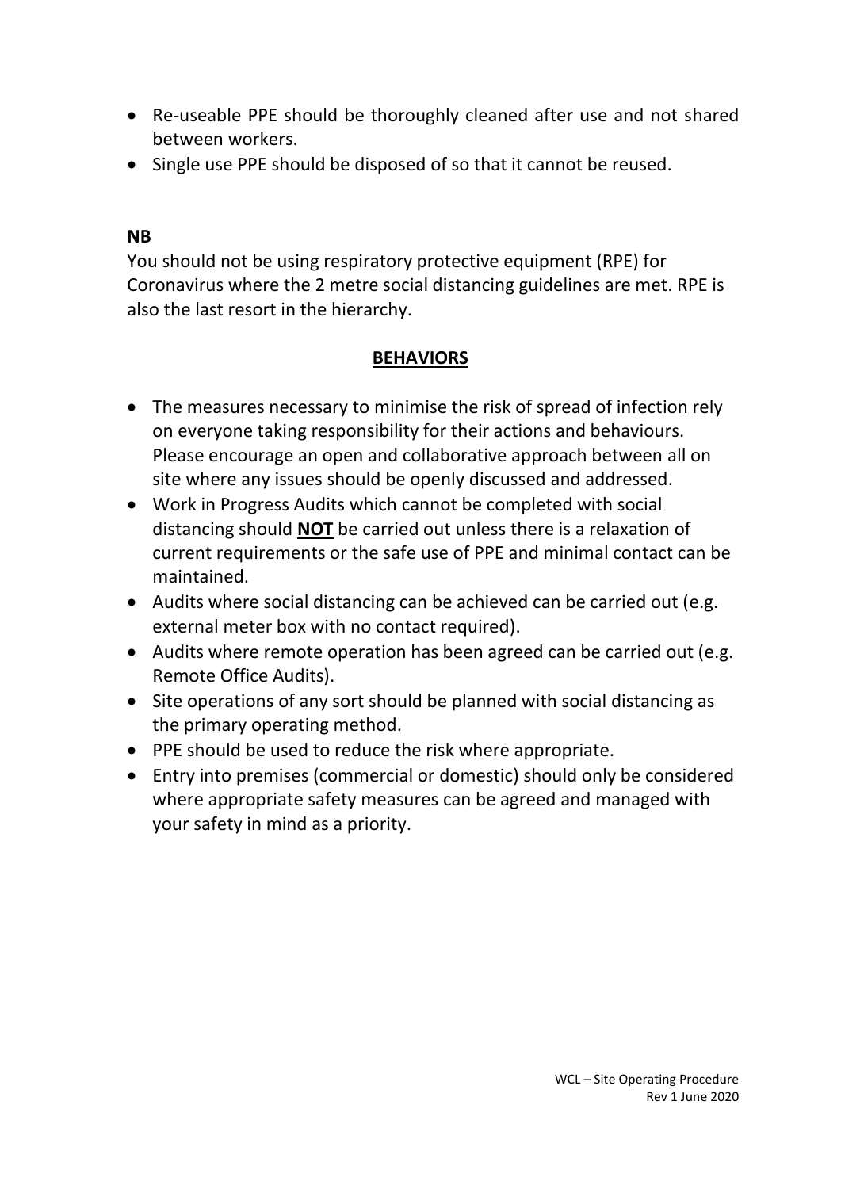- Re-useable PPE should be thoroughly cleaned after use and not shared between workers.
- Single use PPE should be disposed of so that it cannot be reused.

**NB**

You should not be using respiratory protective equipment (RPE) for Coronavirus where the 2 metre social distancing guidelines are met. RPE is also the last resort in the hierarchy.

## BEHAVIORS

- The measures necessary to minimise the risk of spread of infection rely on everyone taking responsibility for their actions and behaviours. Please encourage an open and collaborative approach between all on site where any issues should be openly discussed and addressed.
- Work in Progress Audits which cannot be completed with social distancing should **NOT** be carried out unless there is a relaxation of current requirements or the safe use of PPE and minimal contact can be maintained.
- Audits where social distancing can be achieved can be carried out (e.g. external meter box with no contact required).
- Audits where remote operation has been agreed can be carried out (e.g. Remote Office Audits).
- Site operations of any sort should be planned with social distancing as the primary operating method.
- PPE should be used to reduce the risk where appropriate.
- Entry into premises (commercial or domestic) should only be considered where appropriate safety measures can be agreed and managed with your safety in mind as a priority.